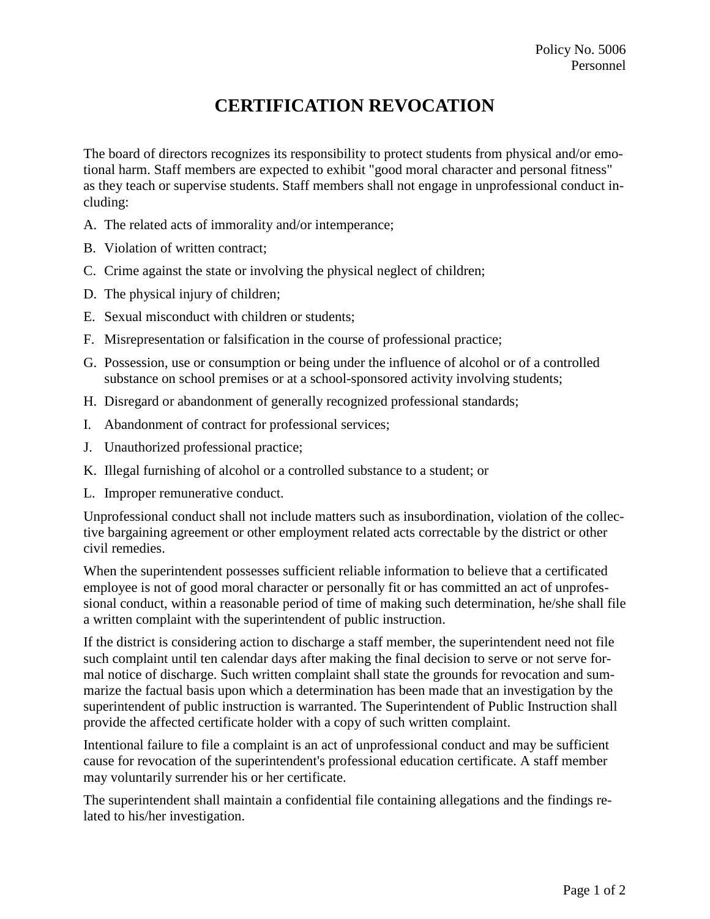Policy No. 5006
Personnel

# CERTIFICATION REVOCATION

The board of directors recognizes its responsibility to protect students from physical and/or emotional harm. Staff members are expected to exhibit "good moral character and personal fitness" as they teach or supervise students. Staff members shall not engage in unprofessional conduct including:

A. The related acts of immorality and/or intemperance;

B. Violation of written contract;

C. Crime against the state or involving the physical neglect of children;

D. The physical injury of children;

E. Sexual misconduct with children or students;

F. Misrepresentation or falsification in the course of professional practice;

G. Possession, use or consumption or being under the influence of alcohol or of a controlled substance on school premises or at a school-sponsored activity involving students;

H. Disregard or abandonment of generally recognized professional standards;

I. Abandonment of contract for professional services;

J. Unauthorized professional practice;

K. Illegal furnishing of alcohol or a controlled substance to a student; or

L. Improper remunerative conduct.

Unprofessional conduct shall not include matters such as insubordination, violation of the collective bargaining agreement or other employment related acts correctable by the district or other civil remedies.

When the superintendent possesses sufficient reliable information to believe that a certificated employee is not of good moral character or personally fit or has committed an act of unprofessional conduct, within a reasonable period of time of making such determination, he/she shall file a written complaint with the superintendent of public instruction.

If the district is considering action to discharge a staff member, the superintendent need not file such complaint until ten calendar days after making the final decision to serve or not serve formal notice of discharge. Such written complaint shall state the grounds for revocation and summarize the factual basis upon which a determination has been made that an investigation by the superintendent of public instruction is warranted. The Superintendent of Public Instruction shall provide the affected certificate holder with a copy of such written complaint.

Intentional failure to file a complaint is an act of unprofessional conduct and may be sufficient cause for revocation of the superintendent's professional education certificate. A staff member may voluntarily surrender his or her certificate.

The superintendent shall maintain a confidential file containing allegations and the findings related to his/her investigation.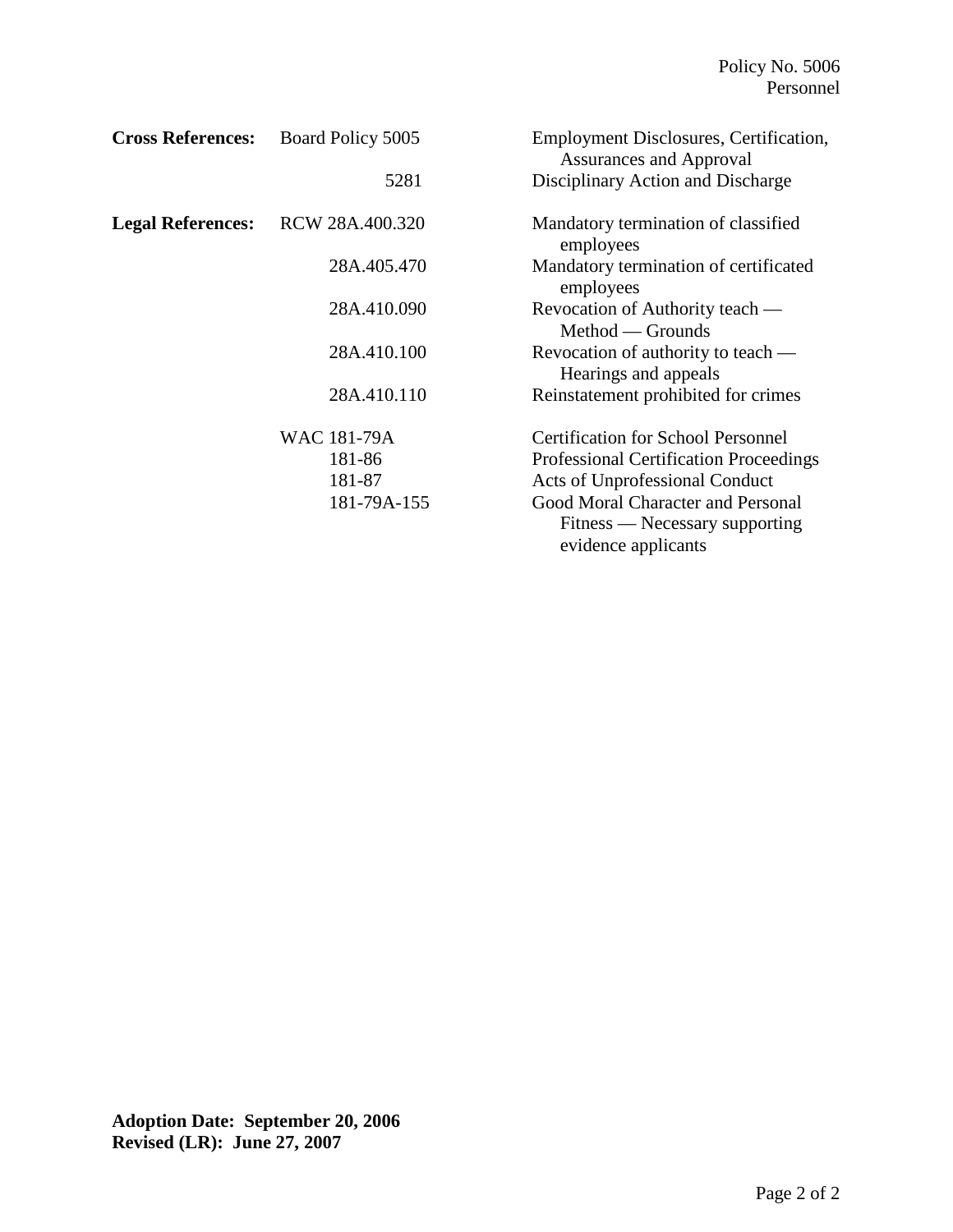| | | |
|---|---|---|
| **Cross References:** | Board Policy 5005 | Employment Disclosures, Certification, Assurances and Approval |
| | 5281 | Disciplinary Action and Discharge |
| **Legal References:** | RCW 28A.400.320 | Mandatory termination of classified employees |
| | 28A.405.470 | Mandatory termination of certificated employees |
| | 28A.410.090 | Revocation of Authority teach — Method — Grounds |
| | 28A.410.100 | Revocation of authority to teach — Hearings and appeals |
| | 28A.410.110 | Reinstatement prohibited for crimes |
| | WAC 181-79A | Certification for School Personnel |
| | 181-86 | Professional Certification Proceedings |
| | 181-87 | Acts of Unprofessional Conduct |
| | 181-79A-155 | Good Moral Character and Personal Fitness — Necessary supporting evidence applicants |

**Adoption Date: September 20, 2006**
**Revised (LR): June 27, 2007**